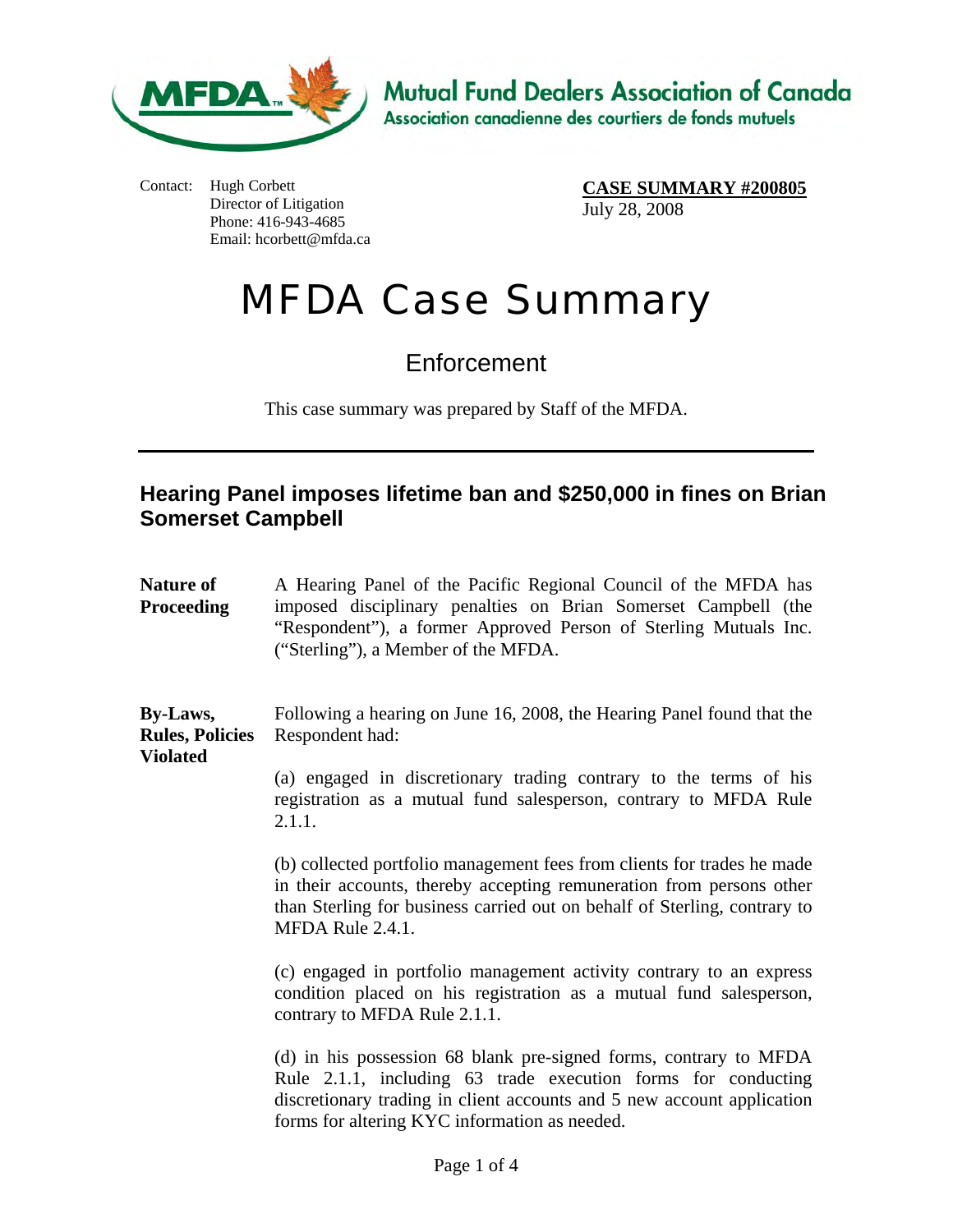**Mutual Fund Dealers Association of Canada**
**Association canadienne des courtiers de fonds mutuels**

Contact: Hugh Corbett
Director of Litigation
Phone: 416-943-4685
Email: hcorbett@mfda.ca

**CASE SUMMARY #200805**
July 28, 2008

# MFDA Case Summary

## Enforcement

This case summary was prepared by Staff of the MFDA.

---

### Hearing Panel imposes lifetime ban and $250,000 in fines on Brian Somerset Campbell

**Nature of Proceeding**

A Hearing Panel of the Pacific Regional Council of the MFDA has imposed disciplinary penalties on Brian Somerset Campbell (the "Respondent"), a former Approved Person of Sterling Mutuals Inc. ("Sterling"), a Member of the MFDA.

**By-Laws, Rules, Policies Violated**

Following a hearing on June 16, 2008, the Hearing Panel found that the Respondent had:

(a) engaged in discretionary trading contrary to the terms of his registration as a mutual fund salesperson, contrary to MFDA Rule 2.1.1.

(b) collected portfolio management fees from clients for trades he made in their accounts, thereby accepting remuneration from persons other than Sterling for business carried out on behalf of Sterling, contrary to MFDA Rule 2.4.1.

(c) engaged in portfolio management activity contrary to an express condition placed on his registration as a mutual fund salesperson, contrary to MFDA Rule 2.1.1.

(d) in his possession 68 blank pre-signed forms, contrary to MFDA Rule 2.1.1, including 63 trade execution forms for conducting discretionary trading in client accounts and 5 new account application forms for altering KYC information as needed.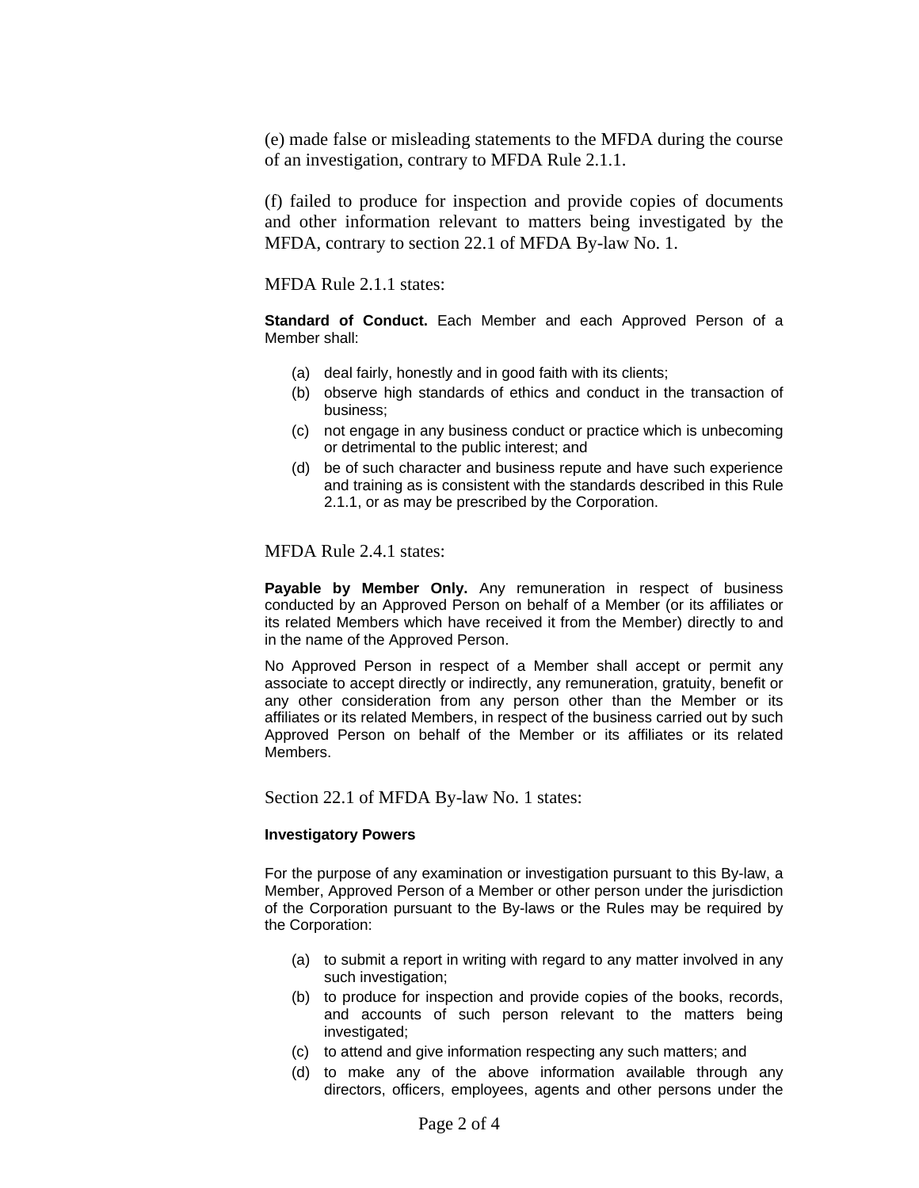(e) made false or misleading statements to the MFDA during the course of an investigation, contrary to MFDA Rule 2.1.1.

(f) failed to produce for inspection and provide copies of documents and other information relevant to matters being investigated by the MFDA, contrary to section 22.1 of MFDA By-law No. 1.

MFDA Rule 2.1.1 states:

**Standard of Conduct.** Each Member and each Approved Person of a Member shall:

(a) deal fairly, honestly and in good faith with its clients;
(b) observe high standards of ethics and conduct in the transaction of business;
(c) not engage in any business conduct or practice which is unbecoming or detrimental to the public interest; and
(d) be of such character and business repute and have such experience and training as is consistent with the standards described in this Rule 2.1.1, or as may be prescribed by the Corporation.

MFDA Rule 2.4.1 states:

**Payable by Member Only.** Any remuneration in respect of business conducted by an Approved Person on behalf of a Member (or its affiliates or its related Members which have received it from the Member) directly to and in the name of the Approved Person.

No Approved Person in respect of a Member shall accept or permit any associate to accept directly or indirectly, any remuneration, gratuity, benefit or any other consideration from any person other than the Member or its affiliates or its related Members, in respect of the business carried out by such Approved Person on behalf of the Member or its affiliates or its related Members.

Section 22.1 of MFDA By-law No. 1 states:

**Investigatory Powers**

For the purpose of any examination or investigation pursuant to this By-law, a Member, Approved Person of a Member or other person under the jurisdiction of the Corporation pursuant to the By-laws or the Rules may be required by the Corporation:

(a) to submit a report in writing with regard to any matter involved in any such investigation;
(b) to produce for inspection and provide copies of the books, records, and accounts of such person relevant to the matters being investigated;
(c) to attend and give information respecting any such matters; and
(d) to make any of the above information available through any directors, officers, employees, agents and other persons under the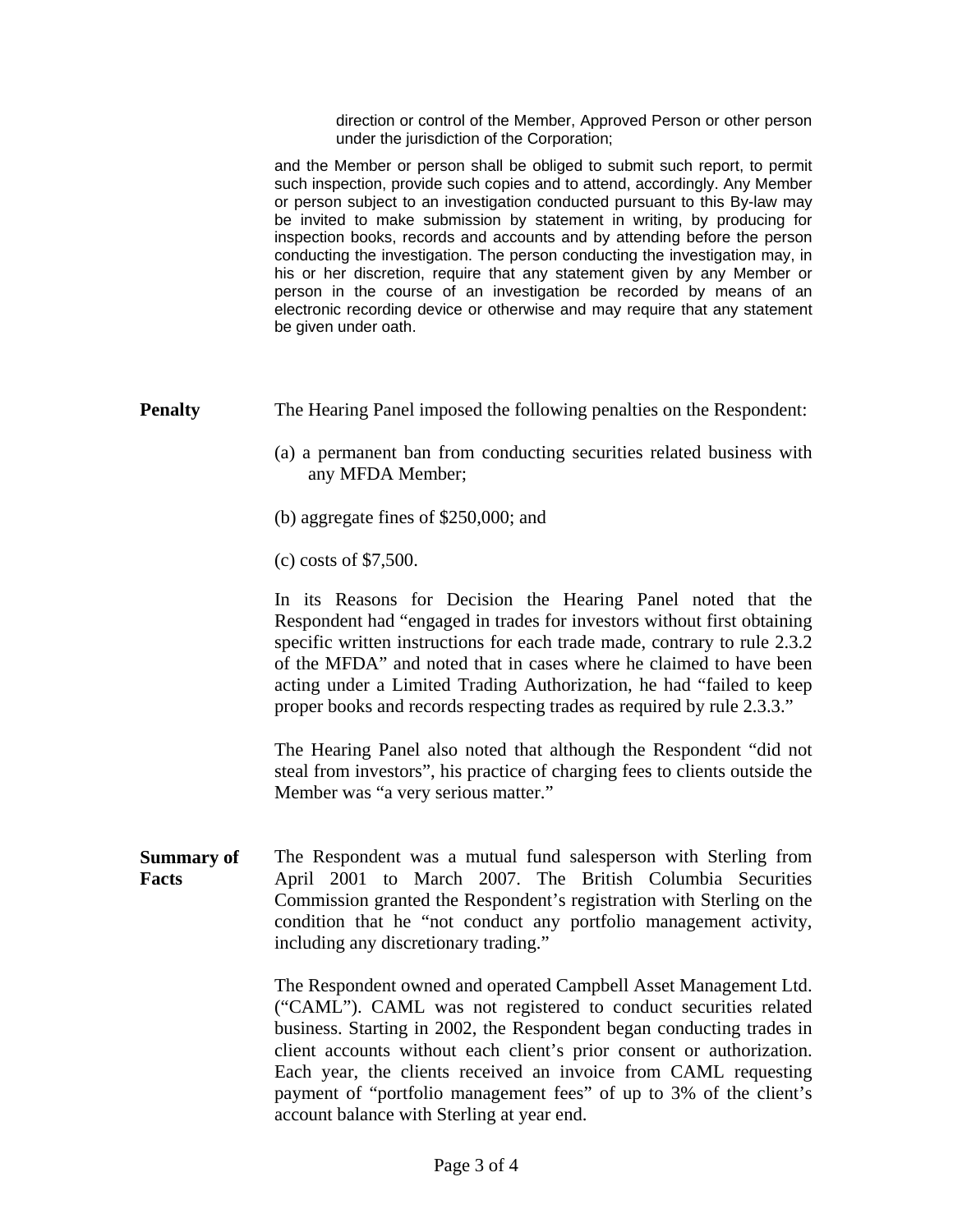> direction or control of the Member, Approved Person or other person under the jurisdiction of the Corporation;
>
> and the Member or person shall be obliged to submit such report, to permit such inspection, provide such copies and to attend, accordingly. Any Member or person subject to an investigation conducted pursuant to this By-law may be invited to make submission by statement in writing, by producing for inspection books, records and accounts and by attending before the person conducting the investigation. The person conducting the investigation may, in his or her discretion, require that any statement given by any Member or person in the course of an investigation be recorded by means of an electronic recording device or otherwise and may require that any statement be given under oath.

**Penalty**

The Hearing Panel imposed the following penalties on the Respondent:

(a) a permanent ban from conducting securities related business with any MFDA Member;

(b) aggregate fines of $250,000; and

(c) costs of $7,500.

In its Reasons for Decision the Hearing Panel noted that the Respondent had "engaged in trades for investors without first obtaining specific written instructions for each trade made, contrary to rule 2.3.2 of the MFDA" and noted that in cases where he claimed to have been acting under a Limited Trading Authorization, he had "failed to keep proper books and records respecting trades as required by rule 2.3.3."

The Hearing Panel also noted that although the Respondent "did not steal from investors", his practice of charging fees to clients outside the Member was "a very serious matter."

**Summary of Facts**

The Respondent was a mutual fund salesperson with Sterling from April 2001 to March 2007. The British Columbia Securities Commission granted the Respondent's registration with Sterling on the condition that he "not conduct any portfolio management activity, including any discretionary trading."

The Respondent owned and operated Campbell Asset Management Ltd. ("CAML"). CAML was not registered to conduct securities related business. Starting in 2002, the Respondent began conducting trades in client accounts without each client's prior consent or authorization. Each year, the clients received an invoice from CAML requesting payment of "portfolio management fees" of up to 3% of the client's account balance with Sterling at year end.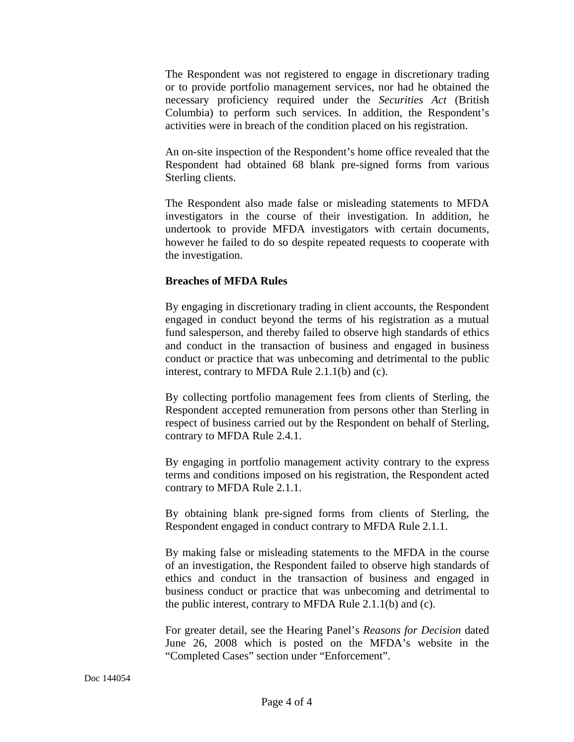The Respondent was not registered to engage in discretionary trading or to provide portfolio management services, nor had he obtained the necessary proficiency required under the *Securities Act* (British Columbia) to perform such services. In addition, the Respondent's activities were in breach of the condition placed on his registration.

An on-site inspection of the Respondent's home office revealed that the Respondent had obtained 68 blank pre-signed forms from various Sterling clients.

The Respondent also made false or misleading statements to MFDA investigators in the course of their investigation. In addition, he undertook to provide MFDA investigators with certain documents, however he failed to do so despite repeated requests to cooperate with the investigation.

**Breaches of MFDA Rules**

By engaging in discretionary trading in client accounts, the Respondent engaged in conduct beyond the terms of his registration as a mutual fund salesperson, and thereby failed to observe high standards of ethics and conduct in the transaction of business and engaged in business conduct or practice that was unbecoming and detrimental to the public interest, contrary to MFDA Rule 2.1.1(b) and (c).

By collecting portfolio management fees from clients of Sterling, the Respondent accepted remuneration from persons other than Sterling in respect of business carried out by the Respondent on behalf of Sterling, contrary to MFDA Rule 2.4.1.

By engaging in portfolio management activity contrary to the express terms and conditions imposed on his registration, the Respondent acted contrary to MFDA Rule 2.1.1.

By obtaining blank pre-signed forms from clients of Sterling, the Respondent engaged in conduct contrary to MFDA Rule 2.1.1.

By making false or misleading statements to the MFDA in the course of an investigation, the Respondent failed to observe high standards of ethics and conduct in the transaction of business and engaged in business conduct or practice that was unbecoming and detrimental to the public interest, contrary to MFDA Rule 2.1.1(b) and (c).

For greater detail, see the Hearing Panel's *Reasons for Decision* dated June 26, 2008 which is posted on the MFDA's website in the "Completed Cases" section under "Enforcement".

Doc 144054